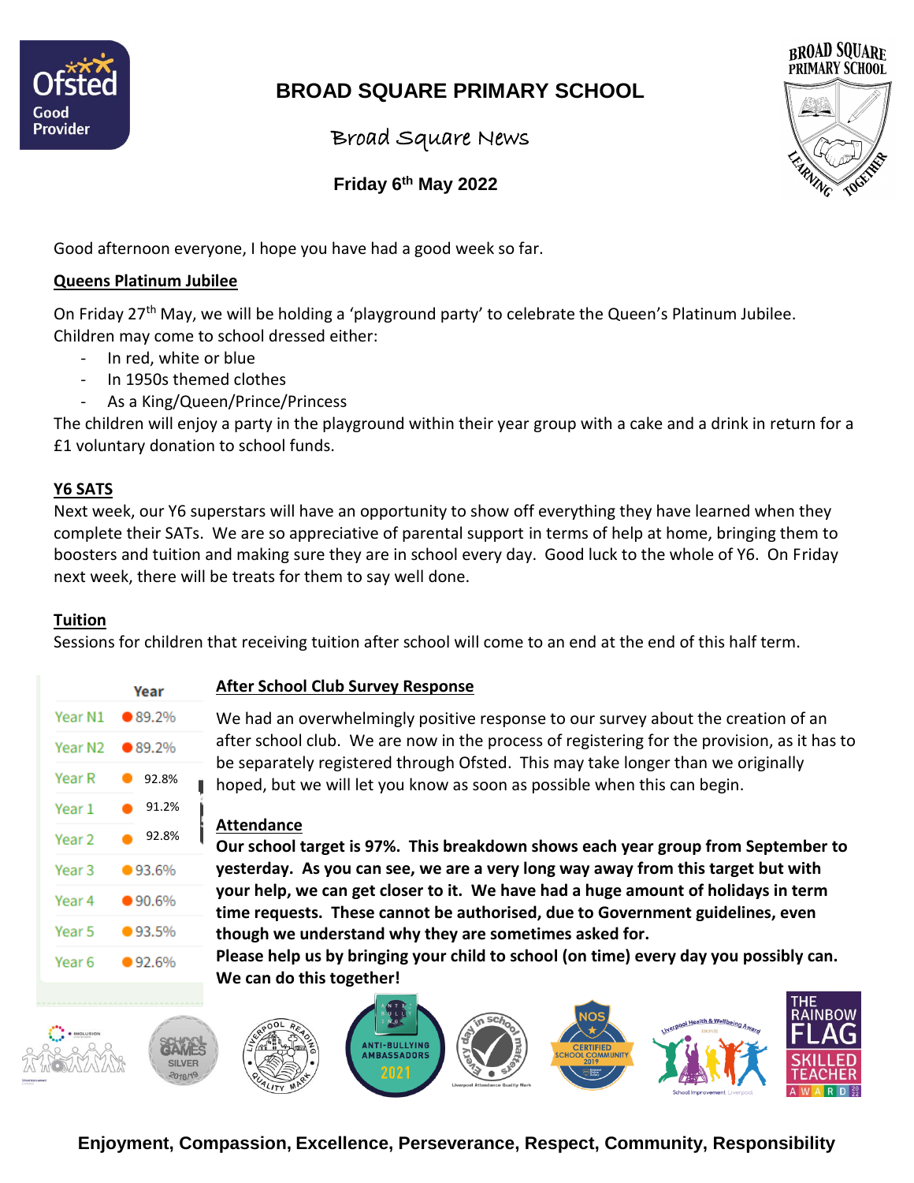# BROAD SQUARE PRIMARY SCHOOL

## Broad Square News

**Friday 6th May 2022**

Good afternoon everyone, I hope you have had a good week so far.

**Queens Platinum Jubilee**

On Friday 27th May, we will be holding a 'playground party' to celebrate the Queen's Platinum Jubilee. Children may come to school dressed either:

- In red, white or blue
- In 1950s themed clothes
- As a King/Queen/Prince/Princess

The children will enjoy a party in the playground within their year group with a cake and a drink in return for a £1 voluntary donation to school funds.

**Y6 SATS**

Next week, our Y6 superstars will have an opportunity to show off everything they have learned when they complete their SATs. We are so appreciative of parental support in terms of help at home, bringing them to boosters and tuition and making sure they are in school every day. Good luck to the whole of Y6. On Friday next week, there will be treats for them to say well done.

**Tuition**

Sessions for children that receiving tuition after school will come to an end at the end of this half term.

**After School Club Survey Response**

We had an overwhelmingly positive response to our survey about the creation of an after school club. We are now in the process of registering for the provision, as it has to be separately registered through Ofsted. This may take longer than we originally hoped, but we will let you know as soon as possible when this can begin.

**Attendance**

**Our school target is 97%. This breakdown shows each year group from September to yesterday. As you can see, we are a very long way away from this target but with your help, we can get closer to it. We have had a huge amount of holidays in term time requests. These cannot be authorised, due to Government guidelines, even though we understand why they are sometimes asked for.**

**Please help us by bringing your child to school (on time) every day you possibly can. We can do this together!**

| Year | |
|---|---|
| Year N1 | 89.2% |
| Year N2 | 89.2% |
| Year R | 92.8% |
| Year 1 | 91.2% |
| Year 2 | 92.8% |
| Year 3 | 93.6% |
| Year 4 | 90.6% |
| Year 5 | 93.5% |
| Year 6 | 92.6% |

**Enjoyment, Compassion, Excellence, Perseverance, Respect, Community, Responsibility**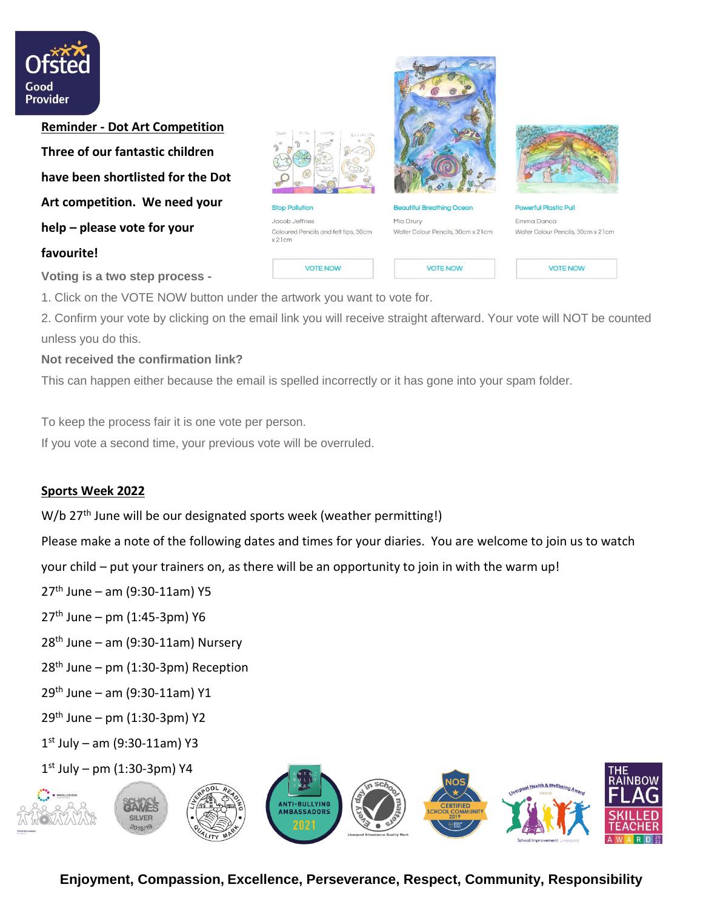**Reminder - Dot Art Competition**

**Three of our fantastic children have been shortlisted for the Dot Art competition. We need your help – please vote for your favourite!**

Stop Pollution
Jacob Jeffries
Coloured Pencils and felt tips, 30cm x 21cm
VOTE NOW

Beautiful Breathing Ocean
Mia Drury
Water Colour Pencils, 30cm x 21cm
VOTE NOW

Powerful Plastic Pull
Emma Danca
Water Colour Pencils, 30cm x 21cm
VOTE NOW

**Voting is a two step process -**

1. Click on the VOTE NOW button under the artwork you want to vote for.
2. Confirm your vote by clicking on the email link you will receive straight afterward. Your vote will NOT be counted unless you do this.

**Not received the confirmation link?**

This can happen either because the email is spelled incorrectly or it has gone into your spam folder.

To keep the process fair it is one vote per person.
If you vote a second time, your previous vote will be overruled.

**Sports Week 2022**

W/b 27th June will be our designated sports week (weather permitting!)

Please make a note of the following dates and times for your diaries. You are welcome to join us to watch your child – put your trainers on, as there will be an opportunity to join in with the warm up!

27th June – am (9:30-11am) Y5
27th June – pm (1:45-3pm) Y6
28th June – am (9:30-11am) Nursery
28th June – pm (1:30-3pm) Reception
29th June – am (9:30-11am) Y1
29th June – pm (1:30-3pm) Y2
1st July – am (9:30-11am) Y3
1st July – pm (1:30-3pm) Y4

**Enjoyment, Compassion, Excellence, Perseverance, Respect, Community, Responsibility**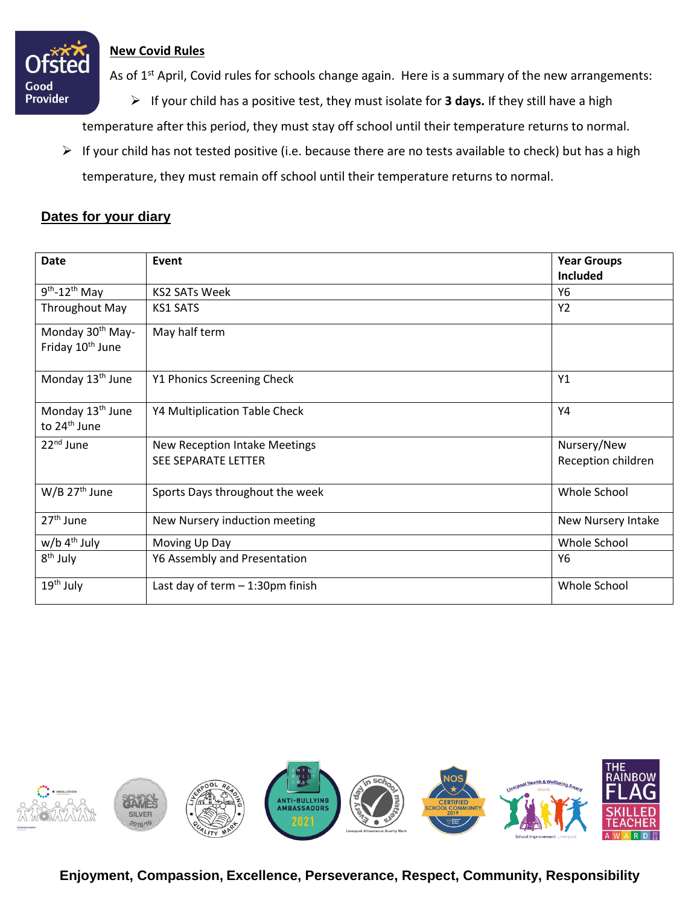## New Covid Rules

As of 1st April, Covid rules for schools change again. Here is a summary of the new arrangements:

- If your child has a positive test, they must isolate for **3 days.** If they still have a high temperature after this period, they must stay off school until their temperature returns to normal.
- If your child has not tested positive (i.e. because there are no tests available to check) but has a high temperature, they must remain off school until their temperature returns to normal.

## Dates for your diary

| Date | Event | Year Groups Included |
|---|---|---|
| 9th-12th May | KS2 SATs Week | Y6 |
| Throughout May | KS1 SATS | Y2 |
| Monday 30th May-Friday 10th June | May half term | |
| Monday 13th June | Y1 Phonics Screening Check | Y1 |
| Monday 13th June to 24th June | Y4 Multiplication Table Check | Y4 |
| 22nd June | New Reception Intake Meetings<br>SEE SEPARATE LETTER | Nursery/New Reception children |
| W/B 27th June | Sports Days throughout the week | Whole School |
| 27th June | New Nursery induction meeting | New Nursery Intake |
| w/b 4th July | Moving Up Day | Whole School |
| 8th July | Y6 Assembly and Presentation | Y6 |
| 19th July | Last day of term – 1:30pm finish | Whole School |

**Enjoyment, Compassion, Excellence, Perseverance, Respect, Community, Responsibility**